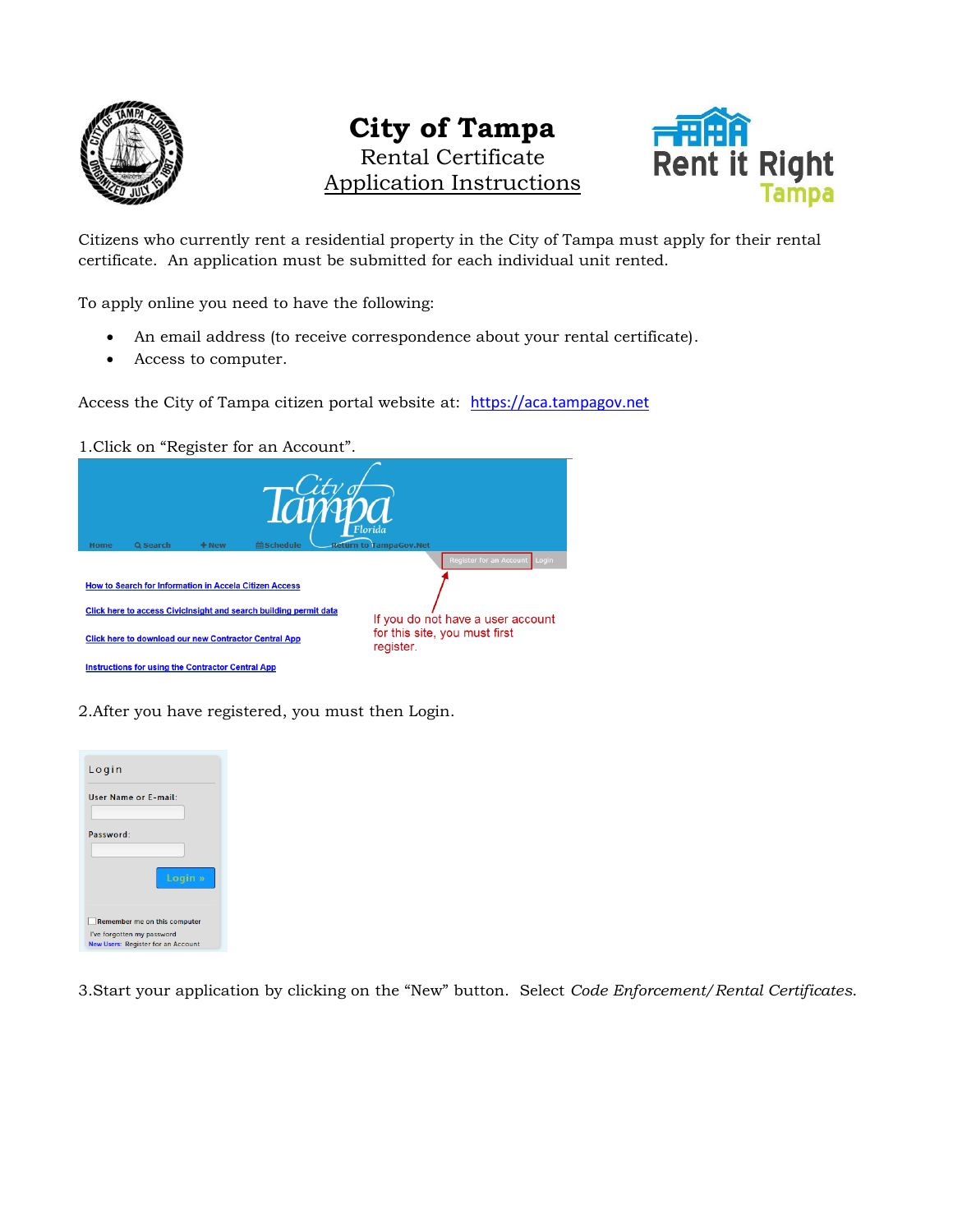# City of Tampa

Rental Certificate

Application Instructions

Rent it Right Tampa

Citizens who currently rent a residential property in the City of Tampa must apply for their rental certificate. An application must be submitted for each individual unit rented.

To apply online you need to have the following:

- An email address (to receive correspondence about your rental certificate).
- Access to computer.

Access the City of Tampa citizen portal website at: https://aca.tampagov.net

1.Click on "Register for an Account".

If you do not have a user account for this site, you must first register.

2.After you have registered, you must then Login.

3.Start your application by clicking on the "New" button. Select *Code Enforcement/ Rental Certificates*.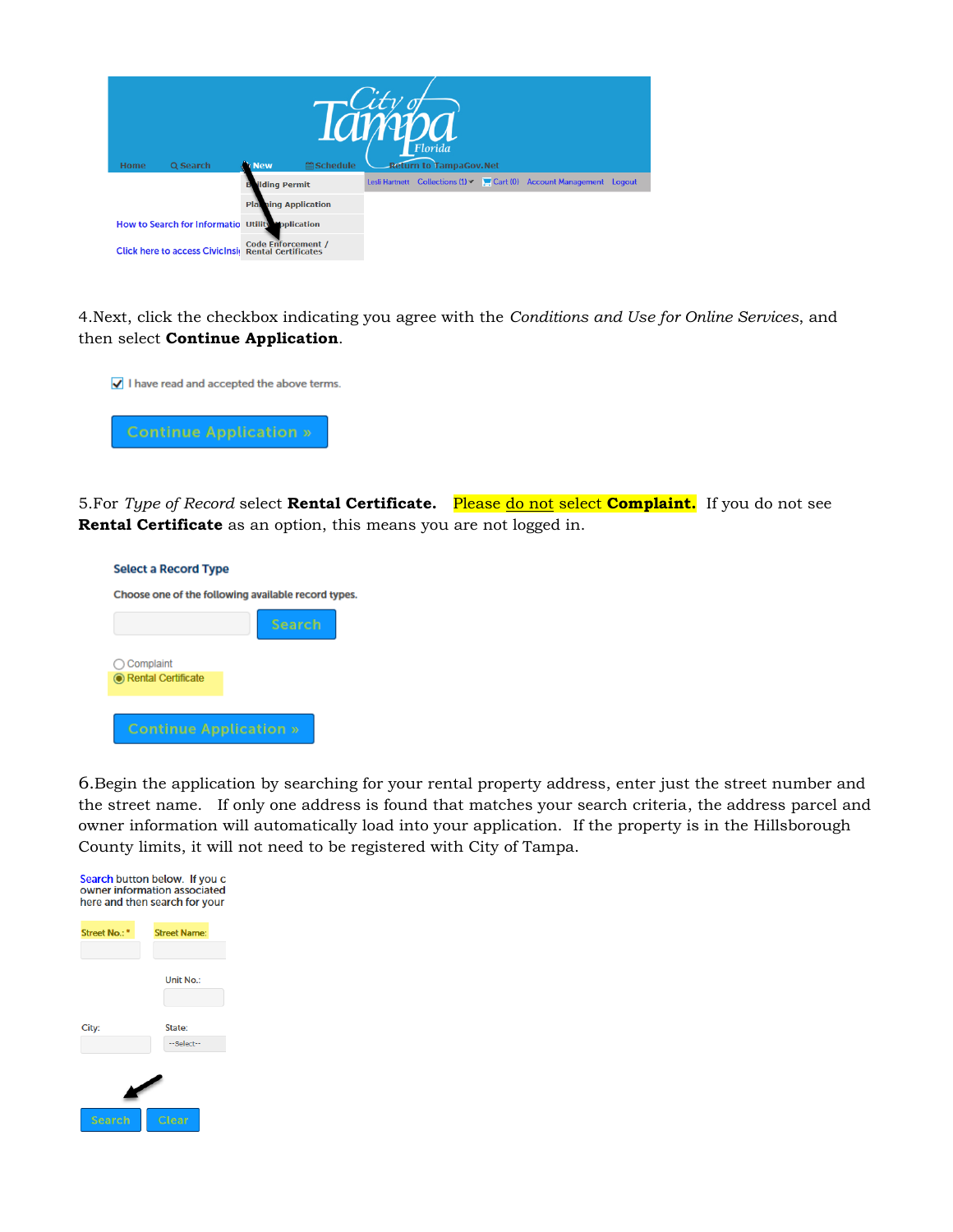4.Next, click the checkbox indicating you agree with the *Conditions and Use for Online Services*, and then select **Continue Application**.

5.For *Type of Record* select **Rental Certificate.** Please do not select **Complaint.** If you do not see **Rental Certificate** as an option, this means you are not logged in.

6.Begin the application by searching for your rental property address, enter just the street number and the street name. If only one address is found that matches your search criteria, the address parcel and owner information will automatically load into your application. If the property is in the Hillsborough County limits, it will not need to be registered with City of Tampa.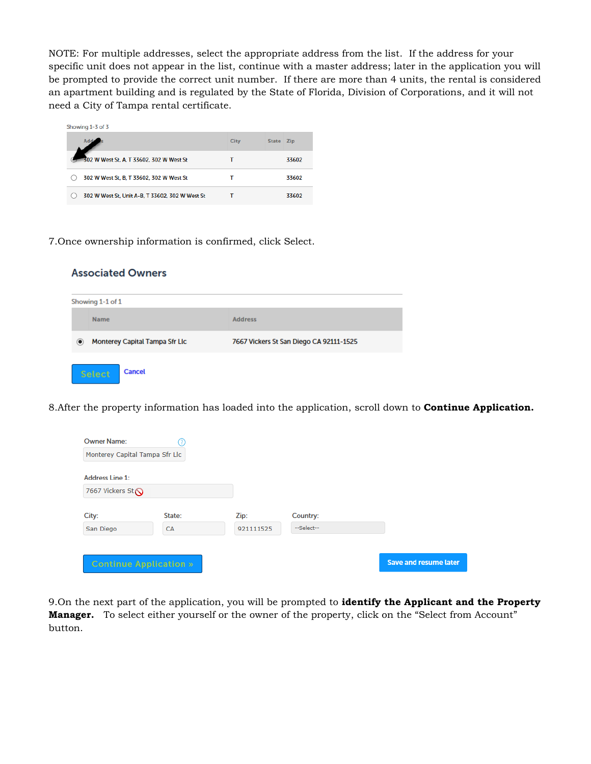NOTE: For multiple addresses, select the appropriate address from the list. If the address for your specific unit does not appear in the list, continue with a master address; later in the application you will be prompted to provide the correct unit number. If there are more than 4 units, the rental is considered an apartment building and is regulated by the State of Florida, Division of Corporations, and it will not need a City of Tampa rental certificate.

Showing 1-3 of 3

| Address | City | State | Zip |
|---|---|---|---|
| 302 W West St, A, T 33602, 302 W West St | T | | 33602 |
| 302 W West St, B, T 33602, 302 W West St | T | | 33602 |
| 302 W West St, Unit A-B, T 33602, 302 W West St | T | | 33602 |

7. Once ownership information is confirmed, click Select.

**Associated Owners**

Showing 1-1 of 1

| Name | Address |
|---|---|
| Monterey Capital Tampa Sfr Llc | 7667 Vickers St San Diego CA 92111-1525 |

Select Cancel

8. After the property information has loaded into the application, scroll down to **Continue Application.**

Owner Name: Monterey Capital Tampa Sfr Llc

Address Line 1: 7667 Vickers St

City: San Diego
State: CA
Zip: 921111525
Country: --Select--

Continue Application » Save and resume later

9. On the next part of the application, you will be prompted to **identify the Applicant and the Property Manager.** To select either yourself or the owner of the property, click on the "Select from Account" button.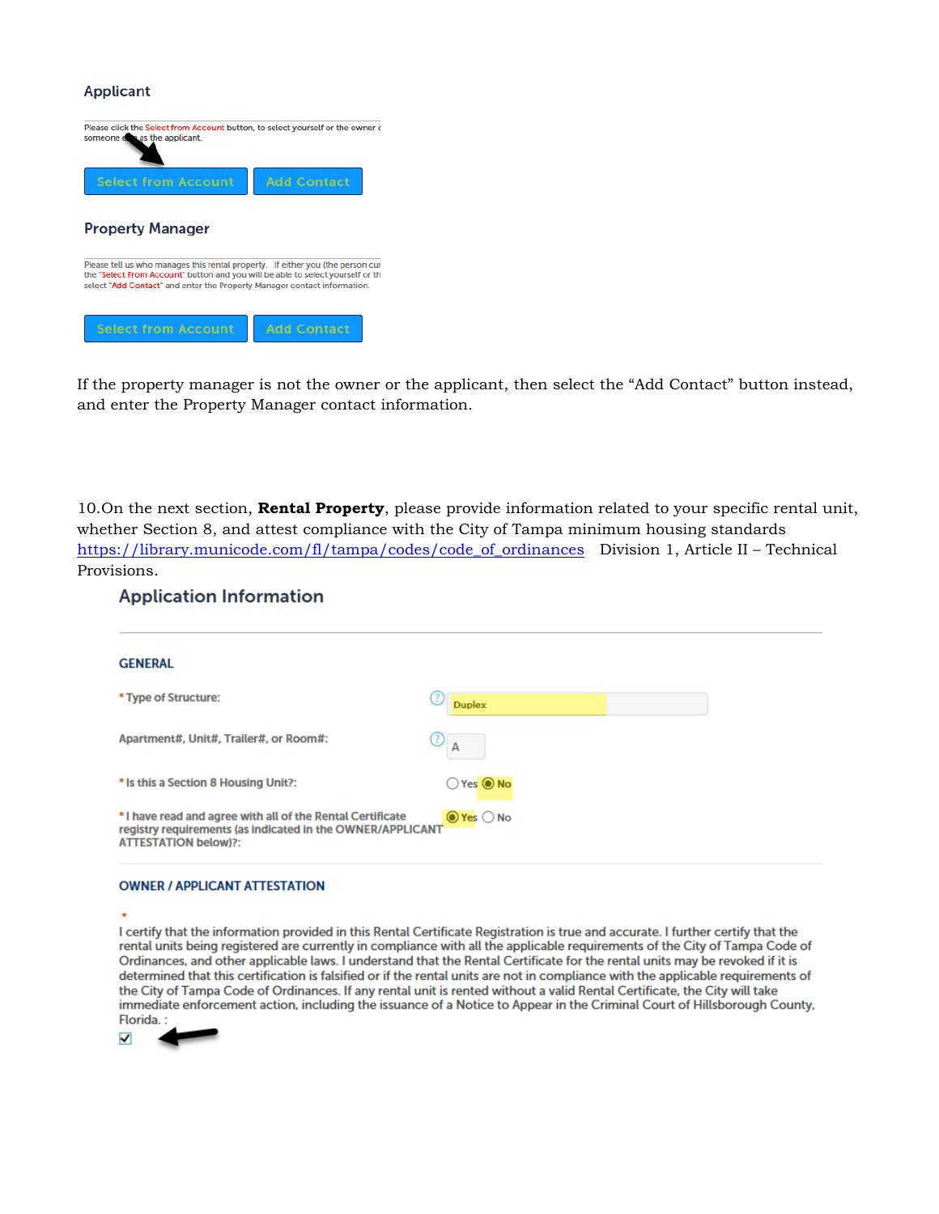### Applicant

Please click the Select from Account button, to select yourself or the owner or someone else as the applicant.

Select from Account | Add Contact

### Property Manager

Please tell us who manages this rental property. If either you (the person cur... the "Select From Account" button and you will be able to select yourself or th... select "Add Contact" and enter the Property Manager contact information.

Select from Account | Add Contact

If the property manager is not the owner or the applicant, then select the "Add Contact" button instead, and enter the Property Manager contact information.

10. On the next section, **Rental Property**, please provide information related to your specific rental unit, whether Section 8, and attest compliance with the City of Tampa minimum housing standards [https://library.municode.com/fl/tampa/codes/code_of_ordinances](https://library.municode.com/fl/tampa/codes/code_of_ordinances) Division 1, Article II – Technical Provisions.

## Application Information

### GENERAL

* Type of Structure: Duplex

Apartment#, Unit#, Trailer#, or Room#: A

* Is this a Section 8 Housing Unit?: ○ Yes ◉ No

* I have read and agree with all of the Rental Certificate registry requirements (as indicated in the OWNER/APPLICANT ATTESTATION below)?: ◉ Yes ○ No

### OWNER / APPLICANT ATTESTATION

*

I certify that the information provided in this Rental Certificate Registration is true and accurate. I further certify that the rental units being registered are currently in compliance with all the applicable requirements of the City of Tampa Code of Ordinances, and other applicable laws. I understand that the Rental Certificate for the rental units may be revoked if it is determined that this certification is falsified or if the rental units are not in compliance with the applicable requirements of the City of Tampa Code of Ordinances. If any rental unit is rented without a valid Rental Certificate, the City will take immediate enforcement action, including the issuance of a Notice to Appear in the Criminal Court of Hillsborough County, Florida. :

☑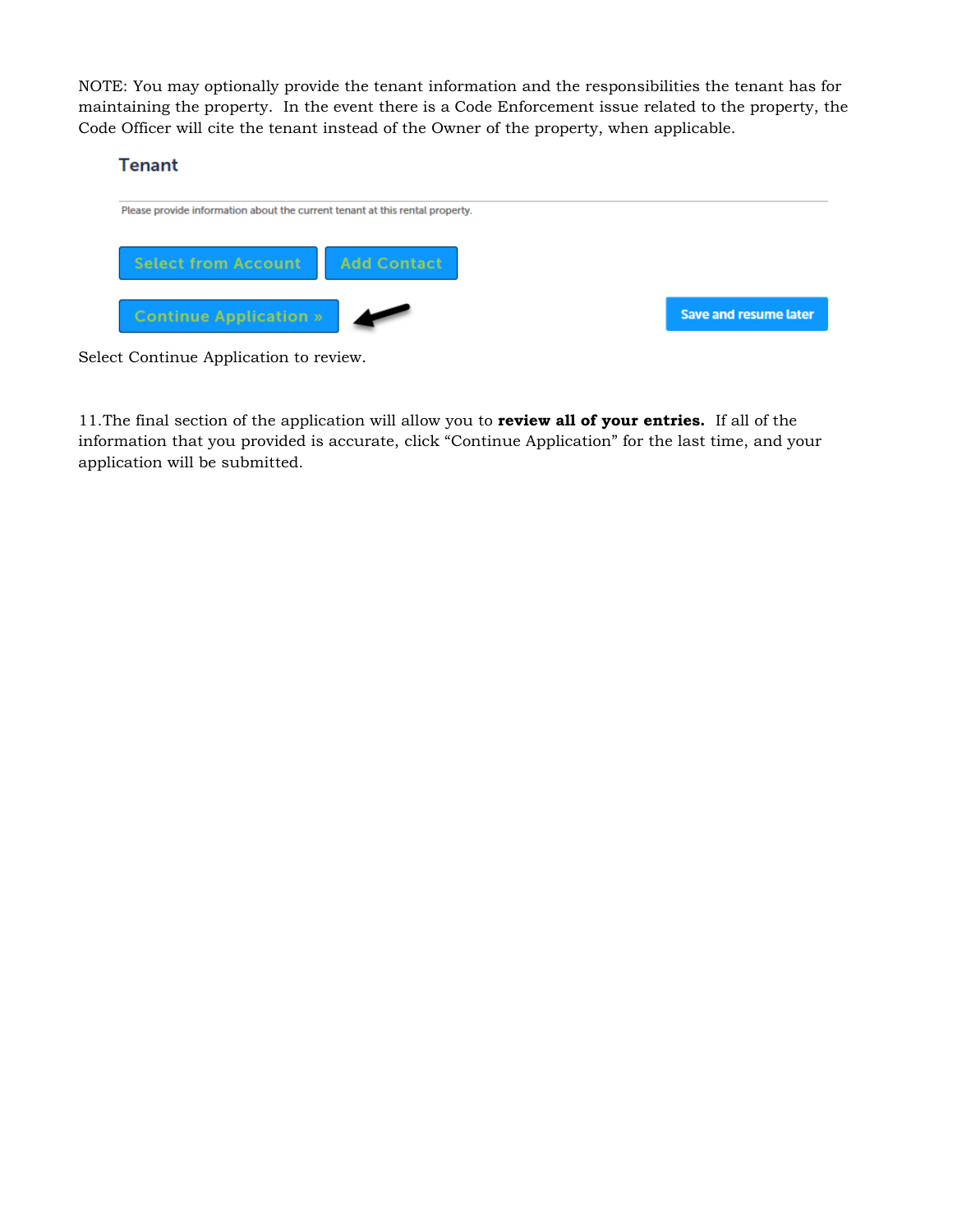NOTE: You may optionally provide the tenant information and the responsibilities the tenant has for maintaining the property. In the event there is a Code Enforcement issue related to the property, the Code Officer will cite the tenant instead of the Owner of the property, when applicable.

**Tenant**

Please provide information about the current tenant at this rental property.

Select from Account | Add Contact

Continue Application » | Save and resume later

Select Continue Application to review.

11. The final section of the application will allow you to **review all of your entries.** If all of the information that you provided is accurate, click "Continue Application" for the last time, and your application will be submitted.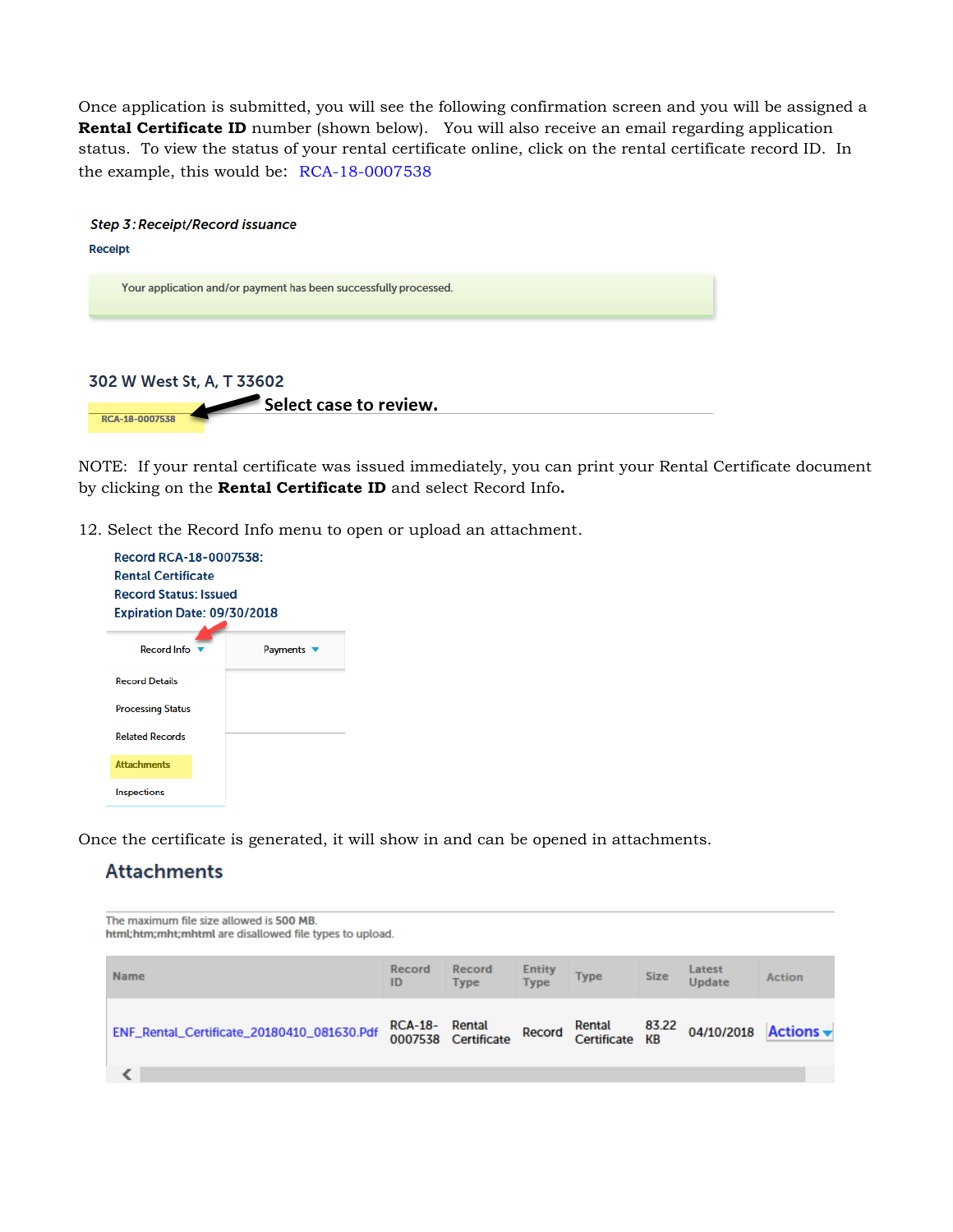Once application is submitted, you will see the following confirmation screen and you will be assigned a **Rental Certificate ID** number (shown below). You will also receive an email regarding application status. To view the status of your rental certificate online, click on the rental certificate record ID. In the example, this would be: RCA-18-0007538

*Step 3: Receipt/Record issuance*

Receipt

Your application and/or payment has been successfully processed.

302 W West St, A, T 33602

RCA-18-0007538 Select case to review.

NOTE: If your rental certificate was issued immediately, you can print your Rental Certificate document by clicking on the **Rental Certificate ID** and select Record Info**.**

12. Select the Record Info menu to open or upload an attachment.

Record RCA-18-0007538:
Rental Certificate
Record Status: Issued
Expiration Date: 09/30/2018

Record Info | Payments

- Record Details
- Processing Status
- Related Records
- Attachments
- Inspections

Once the certificate is generated, it will show in and can be opened in attachments.

## Attachments

The maximum file size allowed is 500 MB.
html;htm;mht;mhtml are disallowed file types to upload.

| Name | Record ID | Record Type | Entity Type | Type | Size | Latest Update | Action |
|---|---|---|---|---|---|---|---|
| ENF_Rental_Certificate_20180410_081630.Pdf | RCA-18-0007538 | Rental Certificate | Record | Rental Certificate | 83.22 KB | 04/10/2018 | Actions |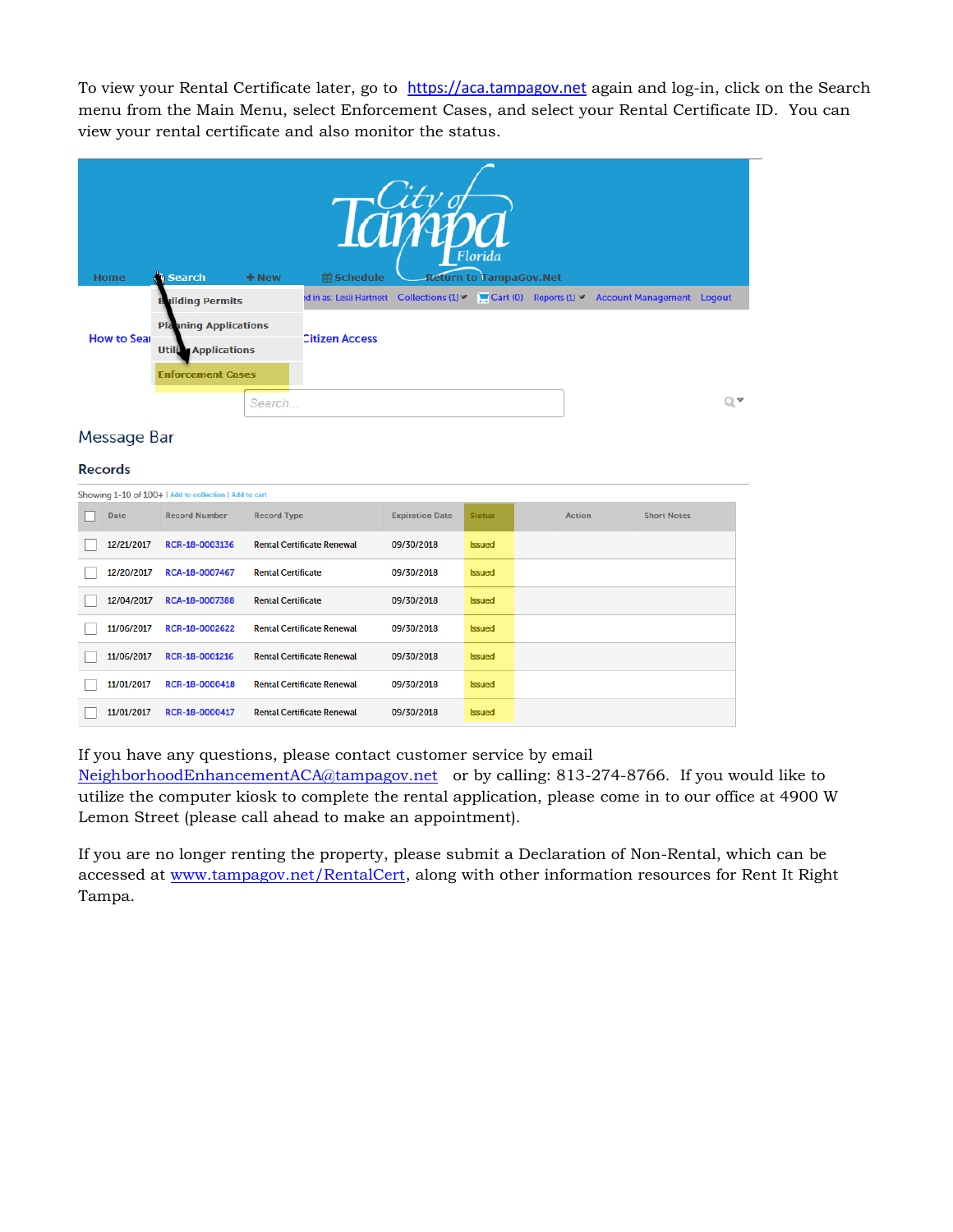To view your Rental Certificate later, go to https://aca.tampagov.net again and log-in, click on the Search menu from the Main Menu, select Enforcement Cases, and select your Rental Certificate ID. You can view your rental certificate and also monitor the status.

Home | Search | New | Schedule | Return to TampaGov.Net

Building Permits
Planning Applications
Utility Applications
Enforcement Cases

Message Bar

**Records**

Showing 1-10 of 100+ | Add to collection | Add to cart

| | Date | Record Number | Record Type | Expiration Date | Status | Action | Short Notes |
|---|---|---|---|---|---|---|---|
| | 12/21/2017 | RCR-18-0003136 | Rental Certificate Renewal | 09/30/2018 | Issued | | |
| | 12/20/2017 | RCA-18-0007467 | Rental Certificate | 09/30/2018 | Issued | | |
| | 12/04/2017 | RCA-18-0007388 | Rental Certificate | 09/30/2018 | Issued | | |
| | 11/06/2017 | RCR-18-0002622 | Rental Certificate Renewal | 09/30/2018 | Issued | | |
| | 11/06/2017 | RCR-18-0001216 | Rental Certificate Renewal | 09/30/2018 | Issued | | |
| | 11/01/2017 | RCR-18-0000418 | Rental Certificate Renewal | 09/30/2018 | Issued | | |
| | 11/01/2017 | RCR-18-0000417 | Rental Certificate Renewal | 09/30/2018 | Issued | | |

If you have any questions, please contact customer service by email NeighborhoodEnhancementACA@tampagov.net or by calling: 813-274-8766. If you would like to utilize the computer kiosk to complete the rental application, please come in to our office at 4900 W Lemon Street (please call ahead to make an appointment).

If you are no longer renting the property, please submit a Declaration of Non-Rental, which can be accessed at www.tampagov.net/RentalCert, along with other information resources for Rent It Right Tampa.